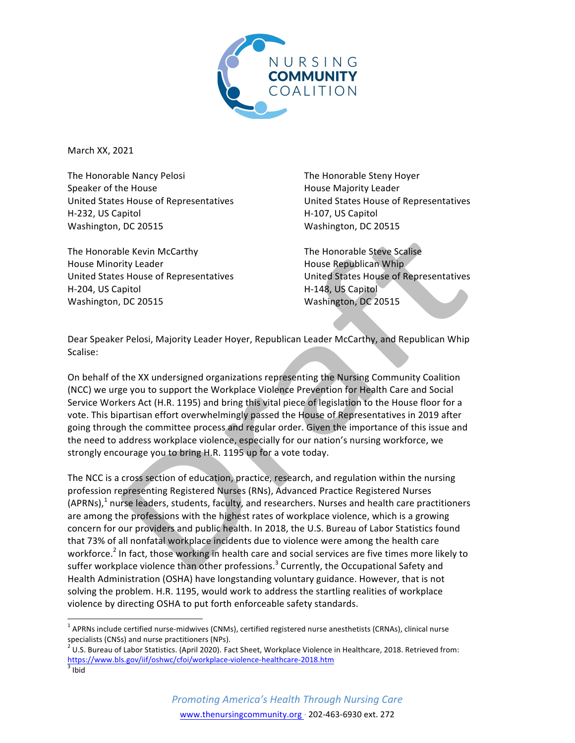NURSING COMMUNITY COALITION

March XX, 2021

The Honorable Nancy Pelosi
Speaker of the House
United States House of Representatives
H-232, US Capitol
Washington, DC 20515

The Honorable Steny Hoyer
House Majority Leader
United States House of Representatives
H-107, US Capitol
Washington, DC 20515

The Honorable Kevin McCarthy
House Minority Leader
United States House of Representatives
H-204, US Capitol
Washington, DC 20515

The Honorable Steve Scalise
House Republican Whip
United States House of Representatives
H-148, US Capitol
Washington, DC 20515

Dear Speaker Pelosi, Majority Leader Hoyer, Republican Leader McCarthy, and Republican Whip Scalise:

On behalf of the XX undersigned organizations representing the Nursing Community Coalition (NCC) we urge you to support the Workplace Violence Prevention for Health Care and Social Service Workers Act (H.R. 1195) and bring this vital piece of legislation to the House floor for a vote. This bipartisan effort overwhelmingly passed the House of Representatives in 2019 after going through the committee process and regular order. Given the importance of this issue and the need to address workplace violence, especially for our nation's nursing workforce, we strongly encourage you to bring H.R. 1195 up for a vote today.

The NCC is a cross section of education, practice, research, and regulation within the nursing profession representing Registered Nurses (RNs), Advanced Practice Registered Nurses (APRNs),[1] nurse leaders, students, faculty, and researchers. Nurses and health care practitioners are among the professions with the highest rates of workplace violence, which is a growing concern for our providers and public health. In 2018, the U.S. Bureau of Labor Statistics found that 73% of all nonfatal workplace incidents due to violence were among the health care workforce.[2] In fact, those working in health care and social services are five times more likely to suffer workplace violence than other professions.[3] Currently, the Occupational Safety and Health Administration (OSHA) have longstanding voluntary guidance. However, that is not solving the problem. H.R. 1195, would work to address the startling realities of workplace violence by directing OSHA to put forth enforceable safety standards.

---

[1] APRNs include certified nurse-midwives (CNMs), certified registered nurse anesthetists (CRNAs), clinical nurse specialists (CNSs) and nurse practitioners (NPs).

[2] U.S. Bureau of Labor Statistics. (April 2020). Fact Sheet, Workplace Violence in Healthcare, 2018. Retrieved from: https://www.bls.gov/iif/oshwc/cfoi/workplace-violence-healthcare-2018.htm

[3] Ibid

*Promoting America's Health Through Nursing Care*

www.thenursingcommunity.org · 202-463-6930 ext. 272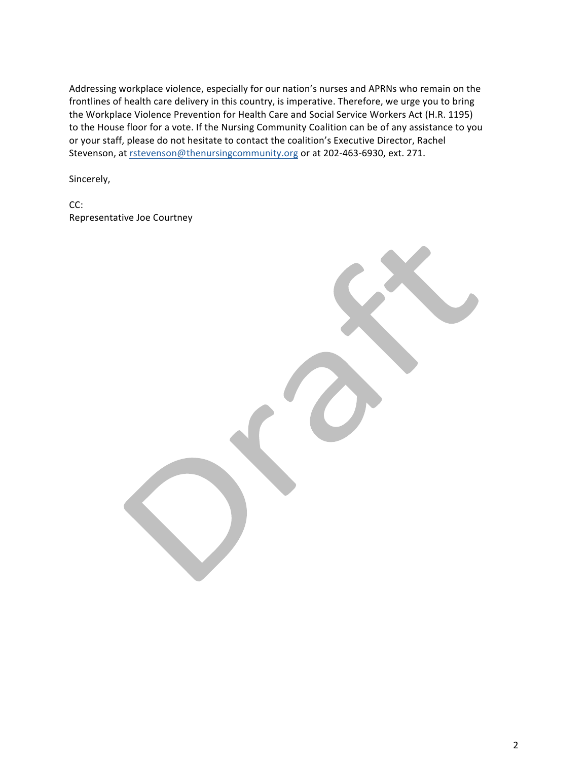Addressing workplace violence, especially for our nation's nurses and APRNs who remain on the frontlines of health care delivery in this country, is imperative. Therefore, we urge you to bring the Workplace Violence Prevention for Health Care and Social Service Workers Act (H.R. 1195) to the House floor for a vote. If the Nursing Community Coalition can be of any assistance to you or your staff, please do not hesitate to contact the coalition's Executive Director, Rachel Stevenson, at rstevenson@thenursingcommunity.org or at 202-463-6930, ext. 271.

Sincerely,

CC:
Representative Joe Courtney

Draft